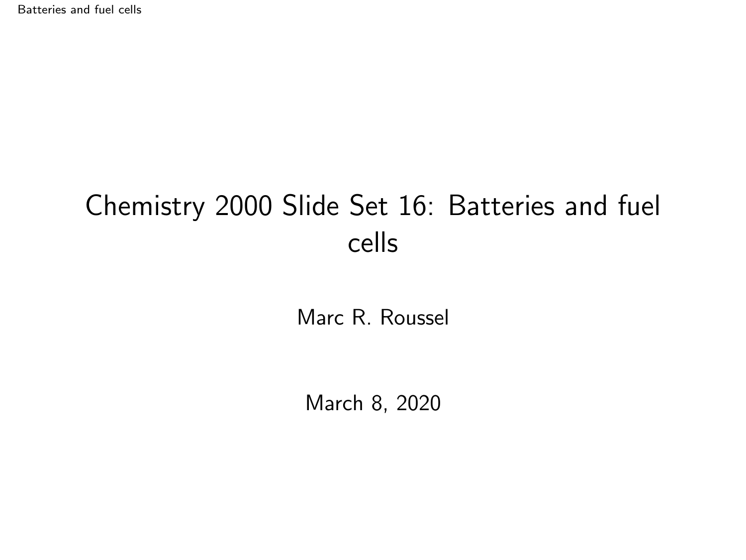# Chemistry 2000 Slide Set 16: Batteries and fuel cells

Marc R. Roussel

March 8, 2020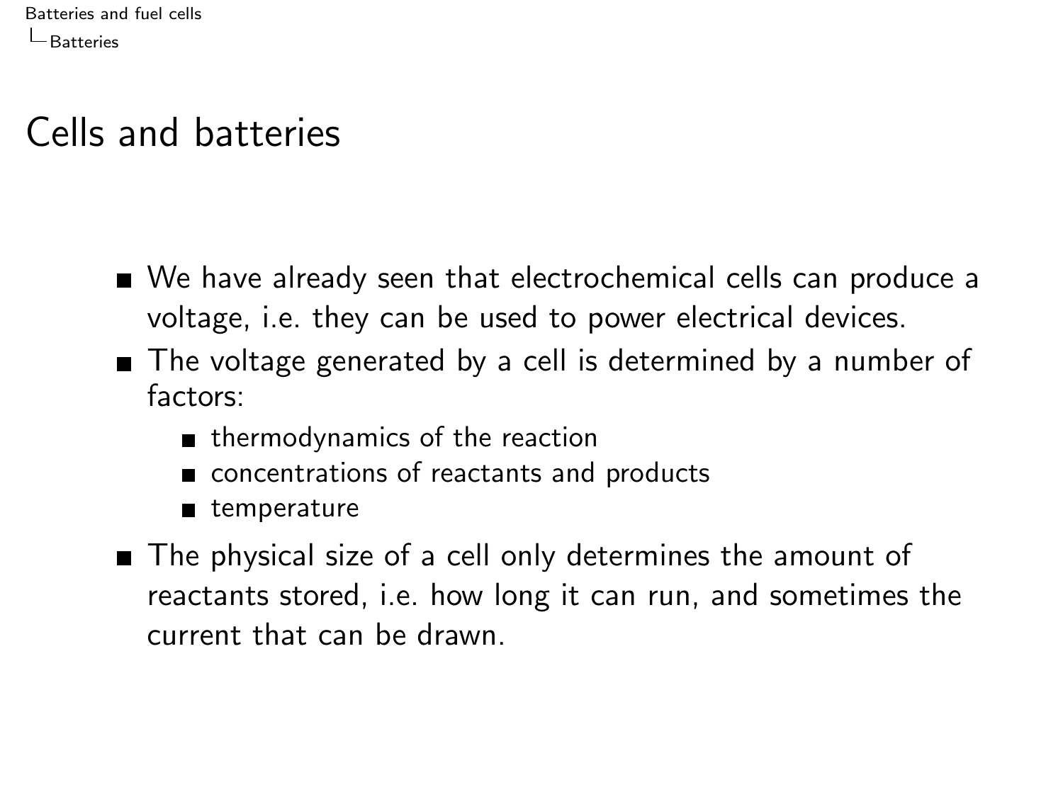## Cells and batteries

- We have already seen that electrochemical cells can produce a voltage, i.e. they can be used to power electrical devices.
- The voltage generated by a cell is determined by a number of factors:
  - thermodynamics of the reaction
  - concentrations of reactants and products
  - temperature
- The physical size of a cell only determines the amount of reactants stored, i.e. how long it can run, and sometimes the current that can be drawn.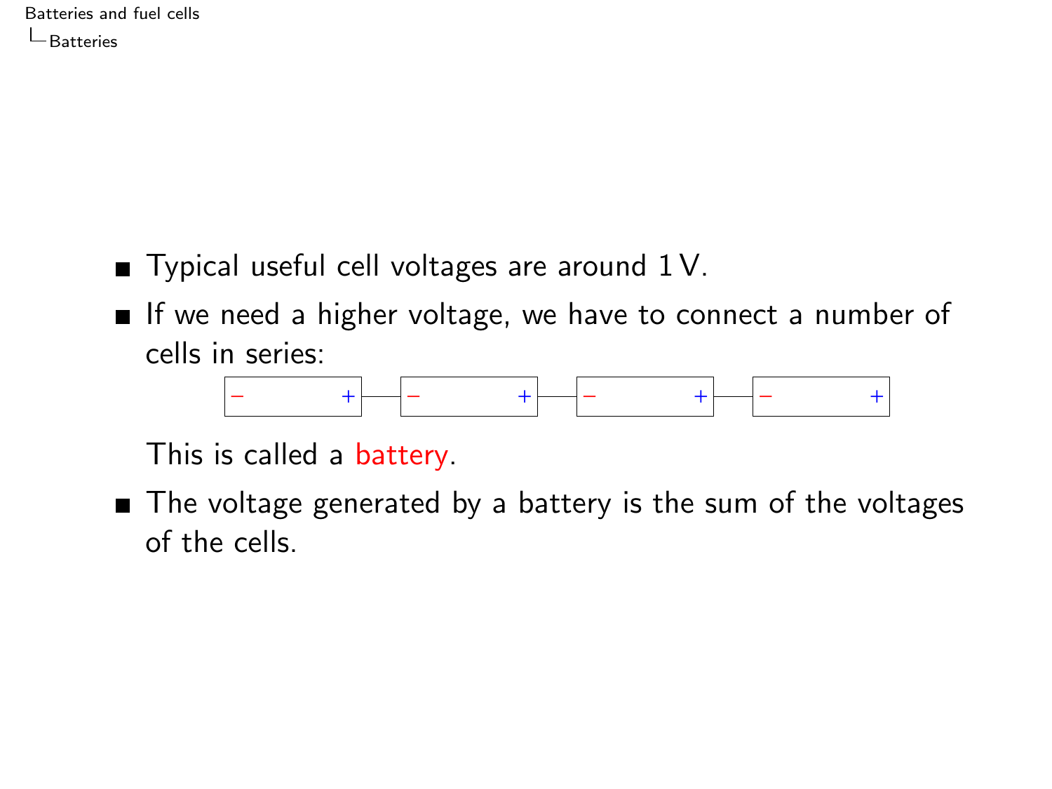- Typical useful cell voltages are around 1 V.
- If we need a higher voltage, we have to connect a number of cells in series:

  − + — − + — − + — − +

  This is called a battery.
- The voltage generated by a battery is the sum of the voltages of the cells.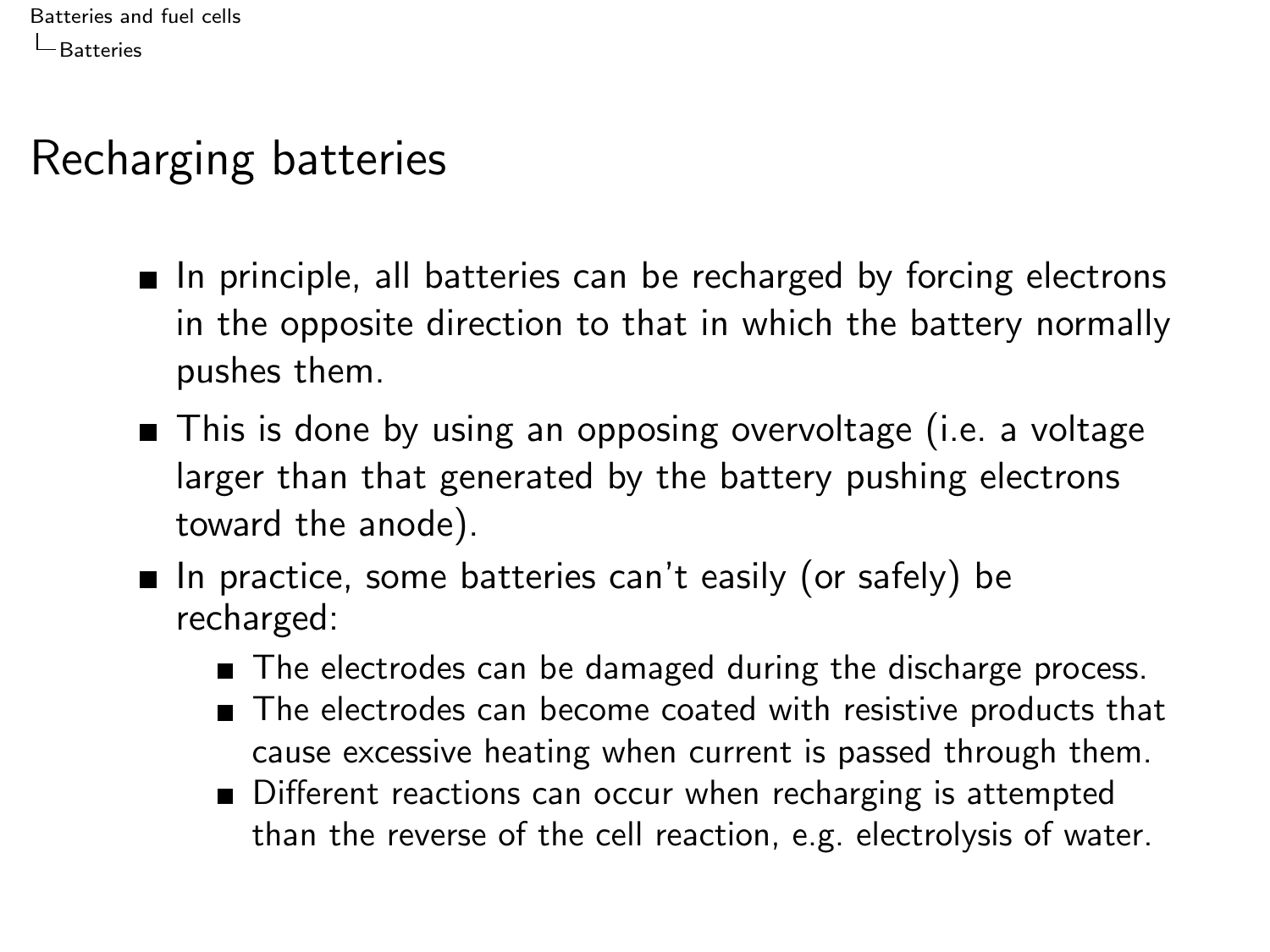# Recharging batteries

- In principle, all batteries can be recharged by forcing electrons in the opposite direction to that in which the battery normally pushes them.
- This is done by using an opposing overvoltage (i.e. a voltage larger than that generated by the battery pushing electrons toward the anode).
- In practice, some batteries can't easily (or safely) be recharged:
  - The electrodes can be damaged during the discharge process.
  - The electrodes can become coated with resistive products that cause excessive heating when current is passed through them.
  - Different reactions can occur when recharging is attempted than the reverse of the cell reaction, e.g. electrolysis of water.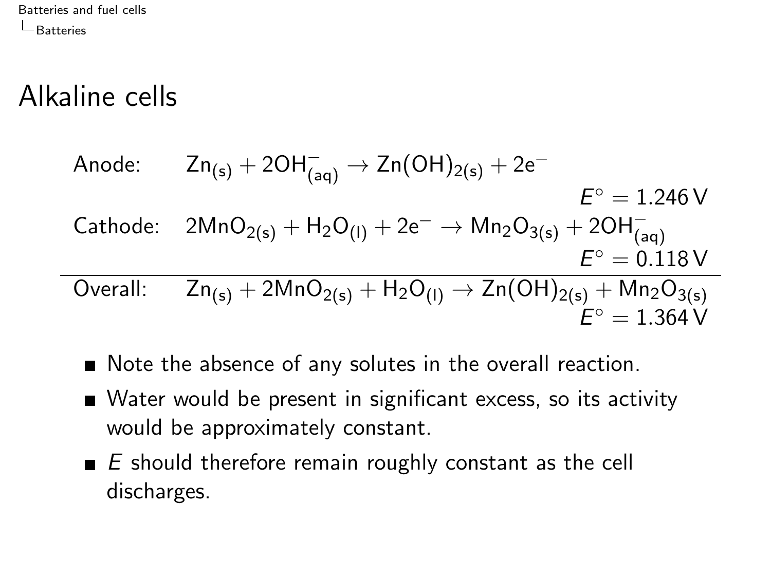# Alkaline cells

$$\text{Anode:} \quad Zn_{(s)} + 2OH^-_{(aq)} \rightarrow Zn(OH)_{2(s)} + 2e^- \qquad E^\circ = 1.246\,\text{V}$$

$$\text{Cathode:} \quad 2MnO_{2(s)} + H_2O_{(l)} + 2e^- \rightarrow Mn_2O_{3(s)} + 2OH^-_{(aq)} \qquad E^\circ = 0.118\,\text{V}$$

$$\text{Overall:} \quad Zn_{(s)} + 2MnO_{2(s)} + H_2O_{(l)} \rightarrow Zn(OH)_{2(s)} + Mn_2O_{3(s)} \qquad E^\circ = 1.364\,\text{V}$$

- Note the absence of any solutes in the overall reaction.
- Water would be present in significant excess, so its activity would be approximately constant.
- $E$ should therefore remain roughly constant as the cell discharges.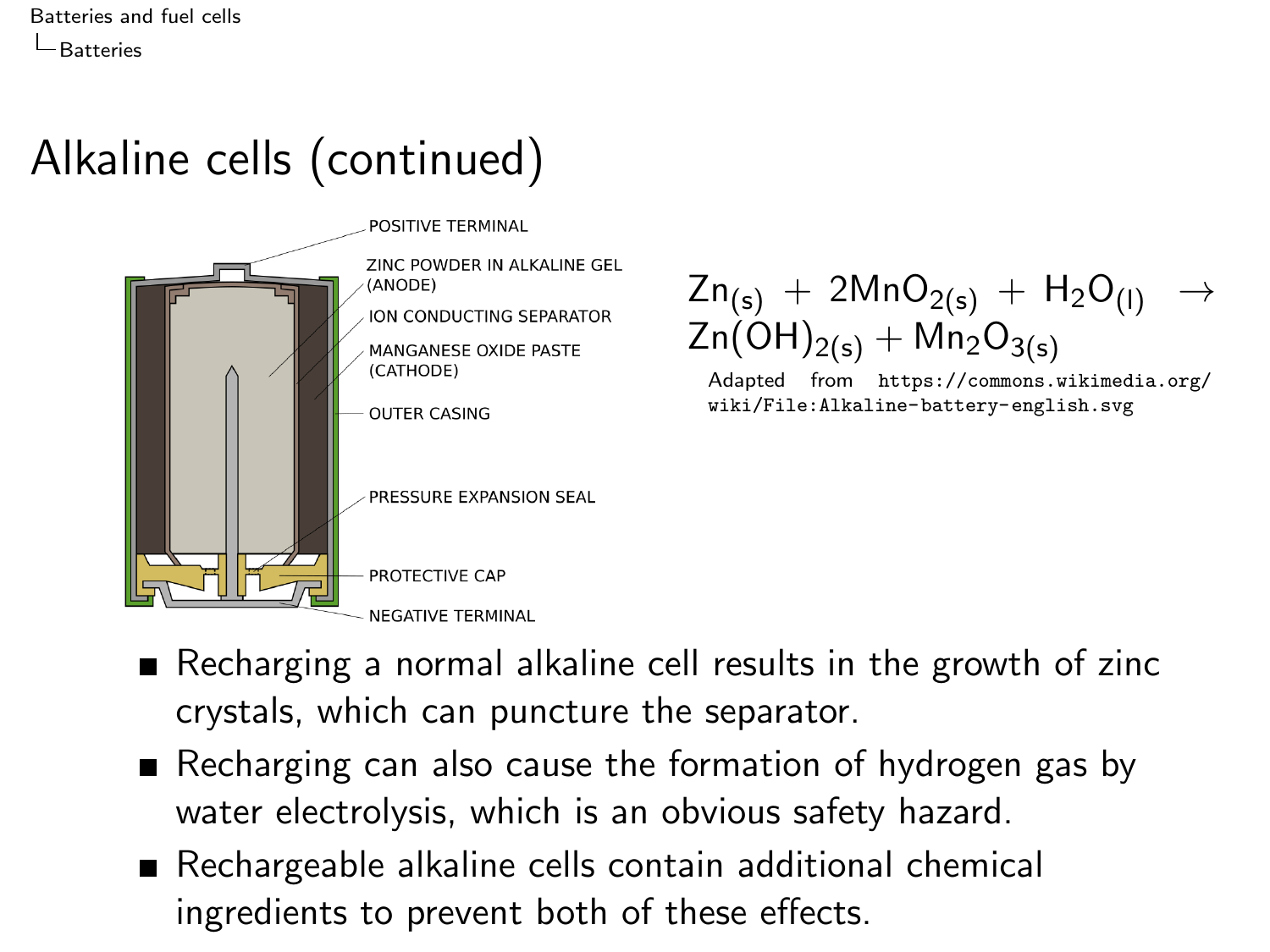# Alkaline cells (continued)

POSITIVE TERMINAL

ZINC POWDER IN ALKALINE GEL (ANODE)

ION CONDUCTING SEPARATOR

MANGANESE OXIDE PASTE (CATHODE)

OUTER CASING

PRESSURE EXPANSION SEAL

PROTECTIVE CAP

NEGATIVE TERMINAL

$$Zn_{(s)} + 2MnO_{2(s)} + H_2O_{(l)} \rightarrow Zn(OH)_{2(s)} + Mn_2O_{3(s)}$$

Adapted from `https://commons.wikimedia.org/wiki/File:Alkaline-battery-english.svg`

- Recharging a normal alkaline cell results in the growth of zinc crystals, which can puncture the separator.
- Recharging can also cause the formation of hydrogen gas by water electrolysis, which is an obvious safety hazard.
- Rechargeable alkaline cells contain additional chemical ingredients to prevent both of these effects.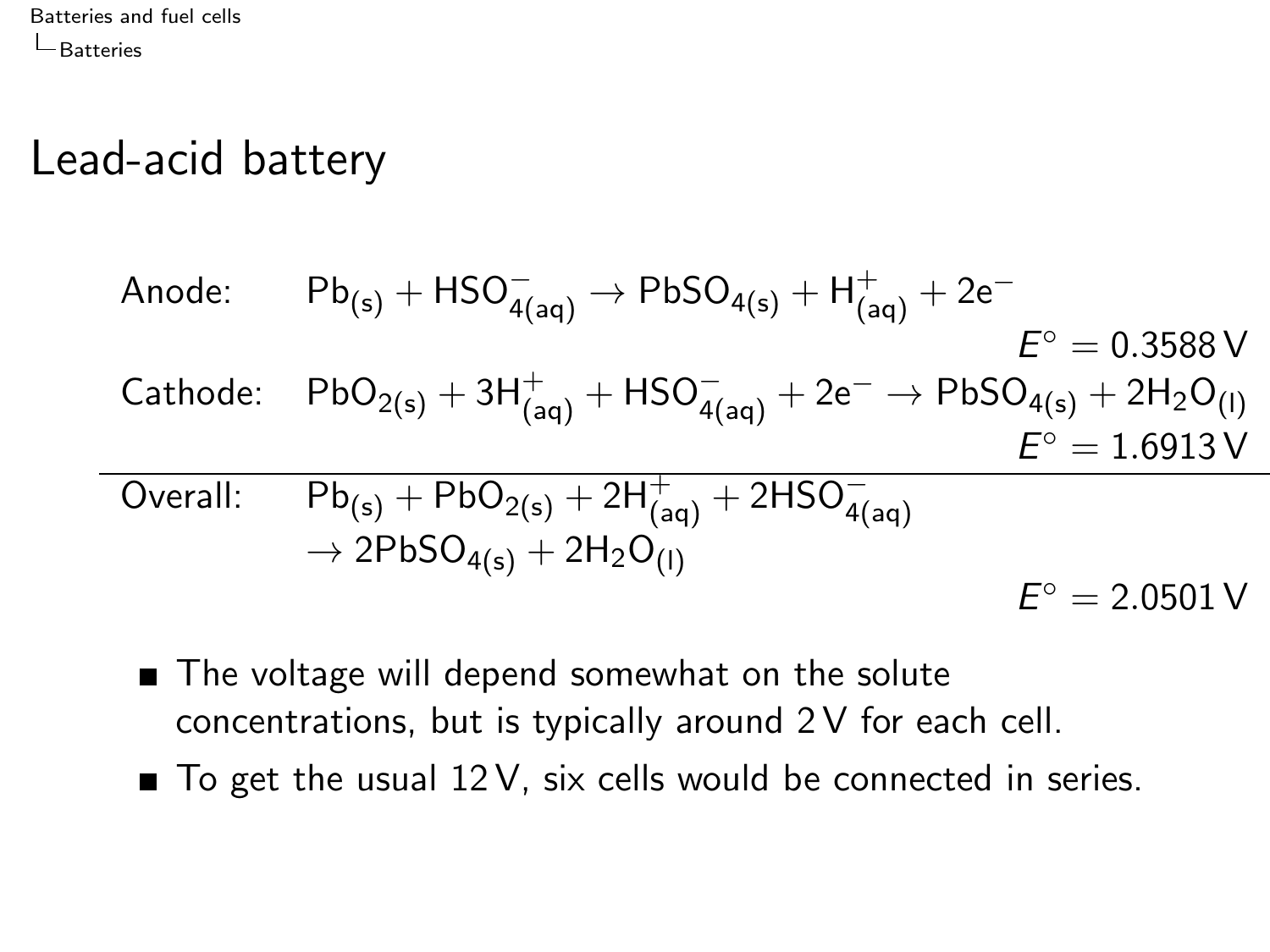# Lead-acid battery

Anode: $Pb_{(s)} + HSO^-_{4(aq)} \rightarrow PbSO_{4(s)} + H^+_{(aq)} + 2e^-$

$$E^\circ = 0.3588\,V$$

Cathode: $PbO_{2(s)} + 3H^+_{(aq)} + HSO^-_{4(aq)} + 2e^- \rightarrow PbSO_{4(s)} + 2H_2O_{(l)}$

$$E^\circ = 1.6913\,V$$

Overall: $Pb_{(s)} + PbO_{2(s)} + 2H^+_{(aq)} + 2HSO^-_{4(aq)}$
$\rightarrow 2PbSO_{4(s)} + 2H_2O_{(l)}$

$$E^\circ = 2.0501\,V$$

- The voltage will depend somewhat on the solute concentrations, but is typically around 2 V for each cell.
- To get the usual 12 V, six cells would be connected in series.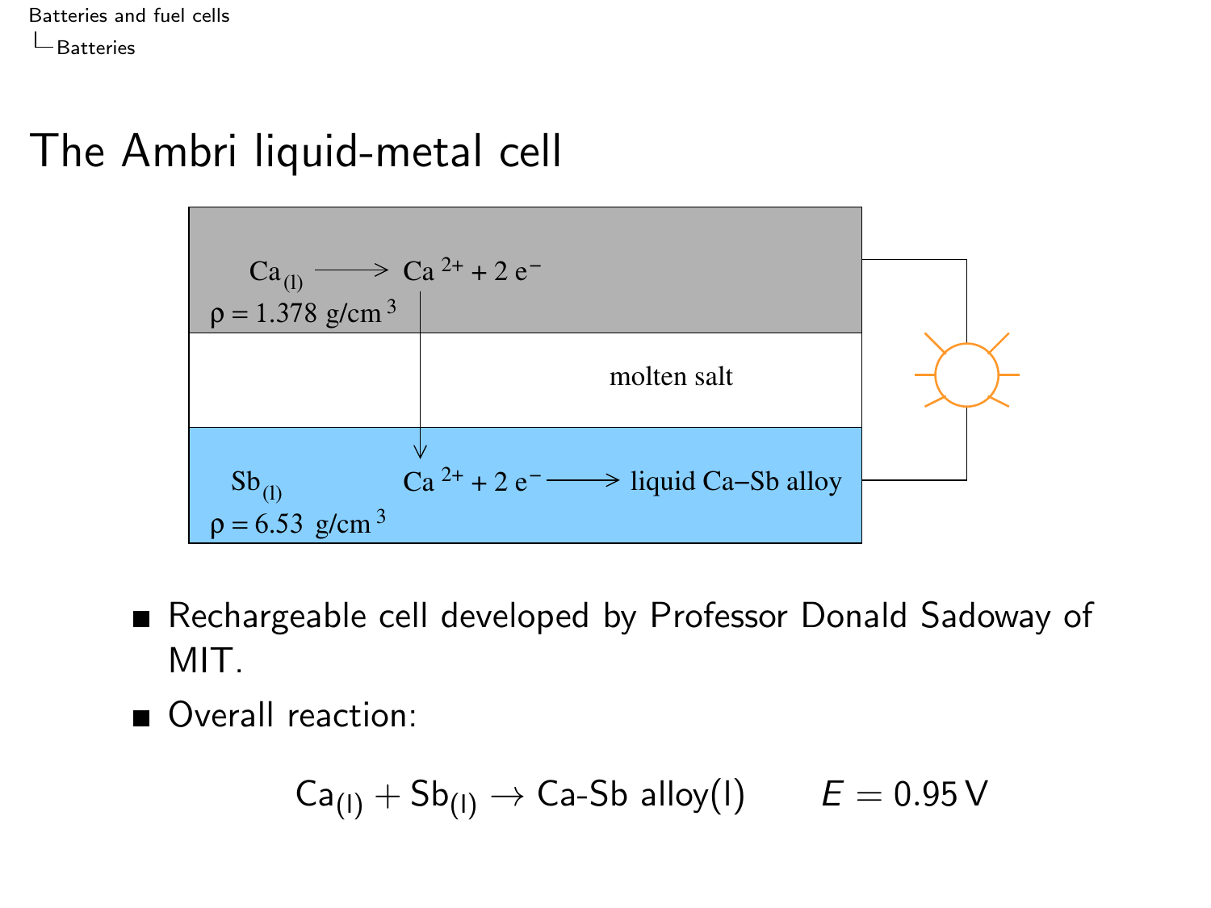# The Ambri liquid-metal cell

$Ca_{(l)} \longrightarrow Ca^{2+} + 2\,e^-$

$\rho = 1.378\ g/cm^3$

molten salt

$Sb_{(l)}$

$Ca^{2+} + 2\,e^- \longrightarrow$ liquid Ca–Sb alloy

$\rho = 6.53\ g/cm^3$

- Rechargeable cell developed by Professor Donald Sadoway of MIT.
- Overall reaction:

$$Ca_{(l)} + Sb_{(l)} \rightarrow \text{Ca-Sb alloy(l)} \qquad E = 0.95\,V$$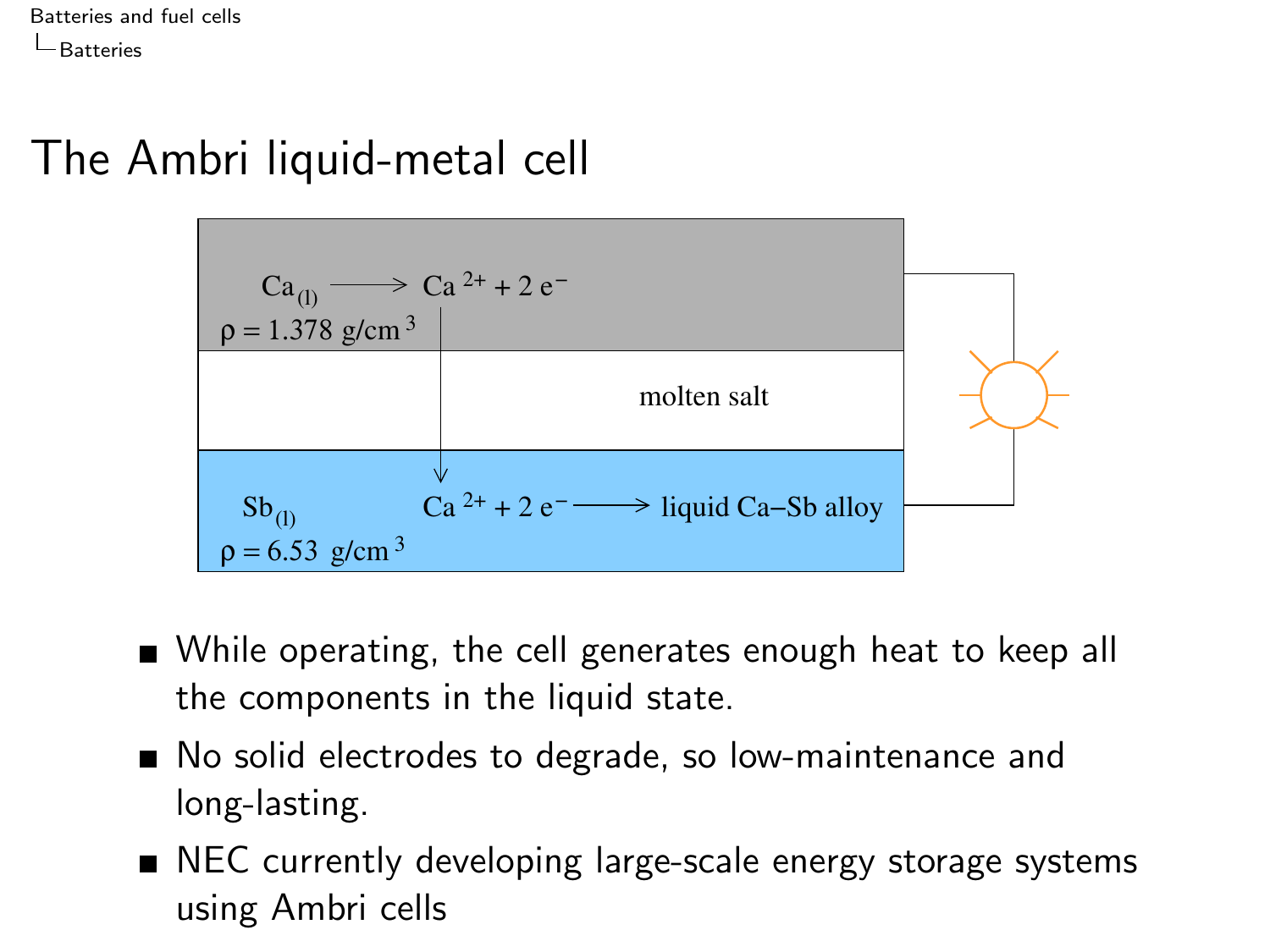# The Ambri liquid-metal cell

$Ca_{(l)} \longrightarrow Ca^{2+} + 2\,e^-$

$\rho = 1.378\ g/cm^3$

molten salt

$Sb_{(l)}$

$\rho = 6.53\ g/cm^3$

$Ca^{2+} + 2\,e^- \longrightarrow$ liquid Ca–Sb alloy

- While operating, the cell generates enough heat to keep all the components in the liquid state.
- No solid electrodes to degrade, so low-maintenance and long-lasting.
- NEC currently developing large-scale energy storage systems using Ambri cells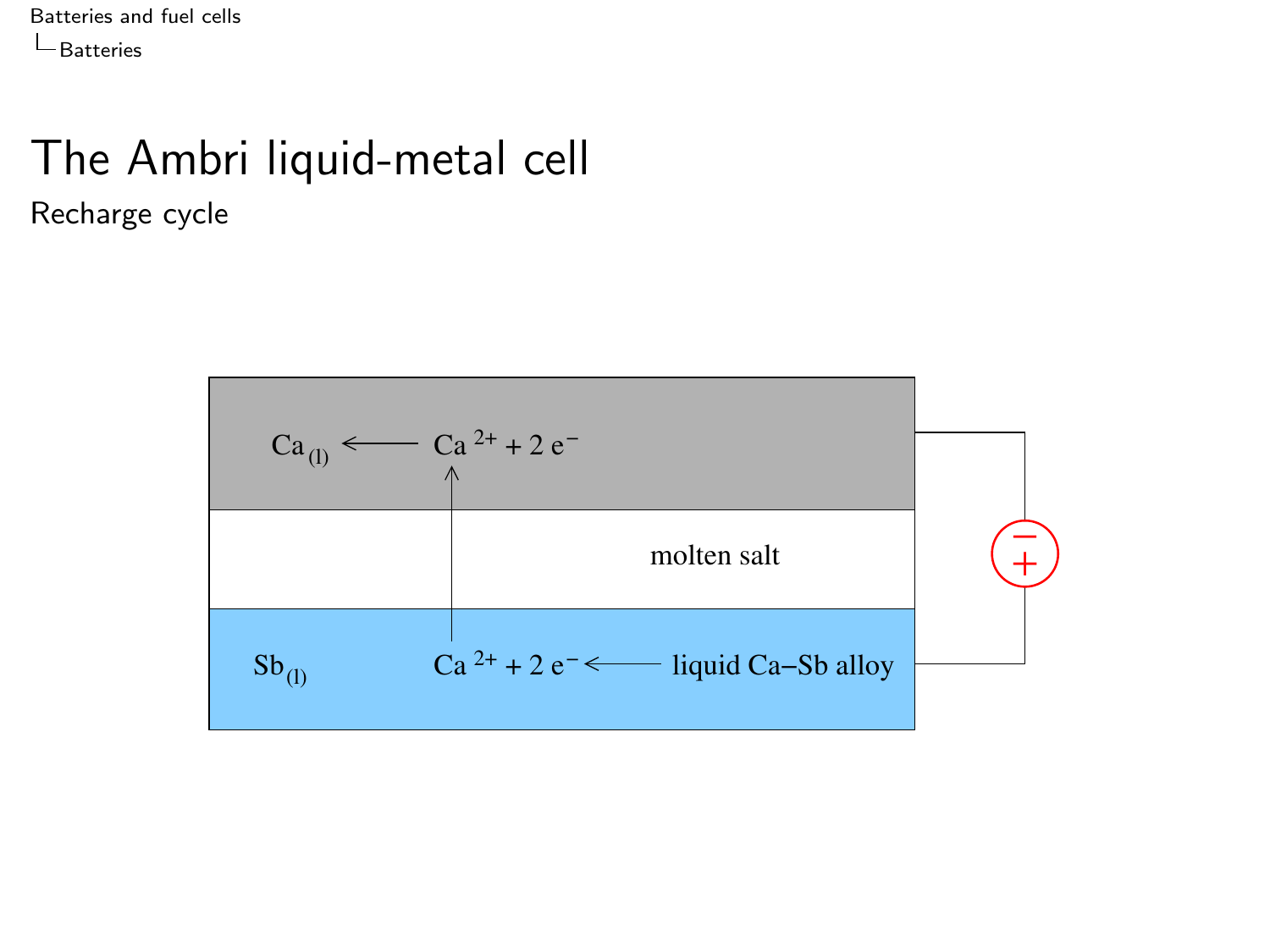# The Ambri liquid-metal cell

## Recharge cycle

$Ca_{(l)} \longleftarrow Ca^{2+} + 2\,e^-$

molten salt

$Sb_{(l)}$ $\quad Ca^{2+} + 2\,e^- \longleftarrow$ liquid Ca–Sb alloy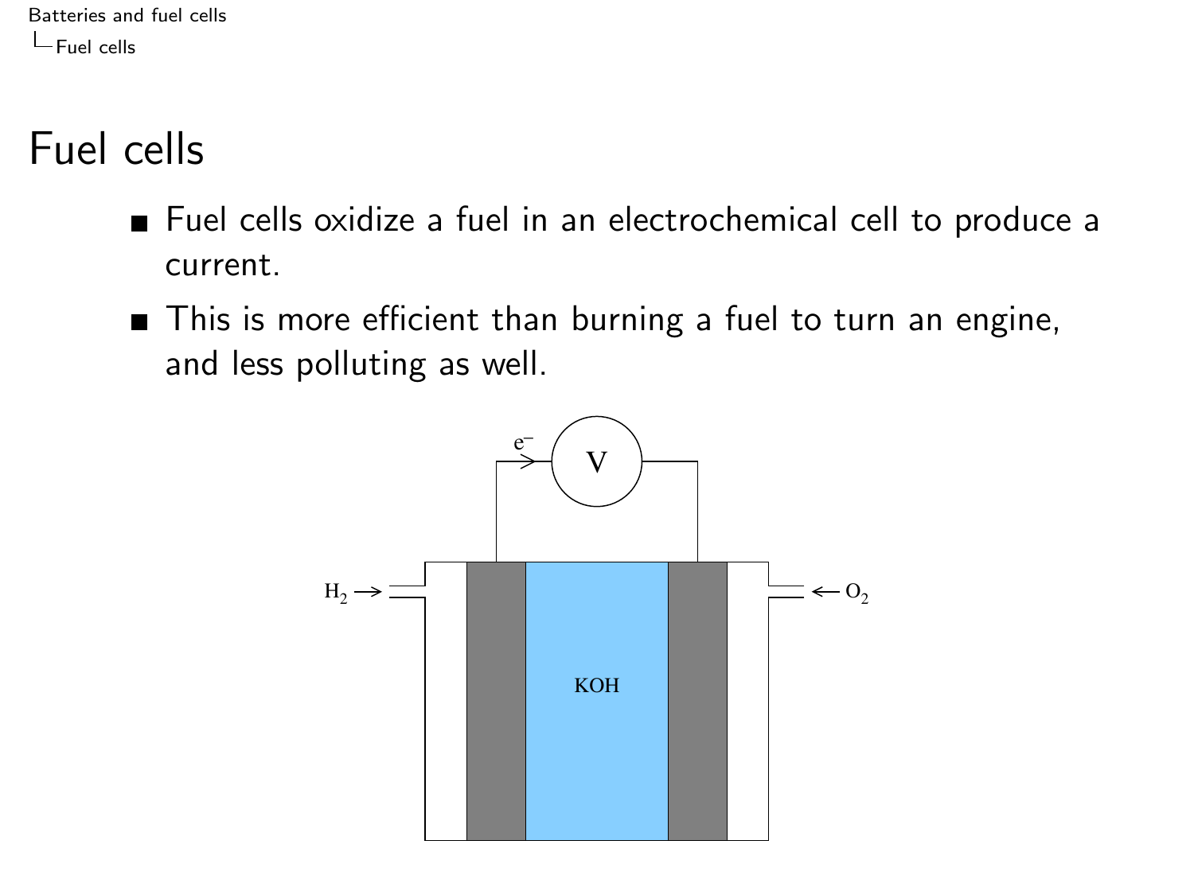# Fuel cells

- Fuel cells oxidize a fuel in an electrochemical cell to produce a current.
- This is more efficient than burning a fuel to turn an engine, and less polluting as well.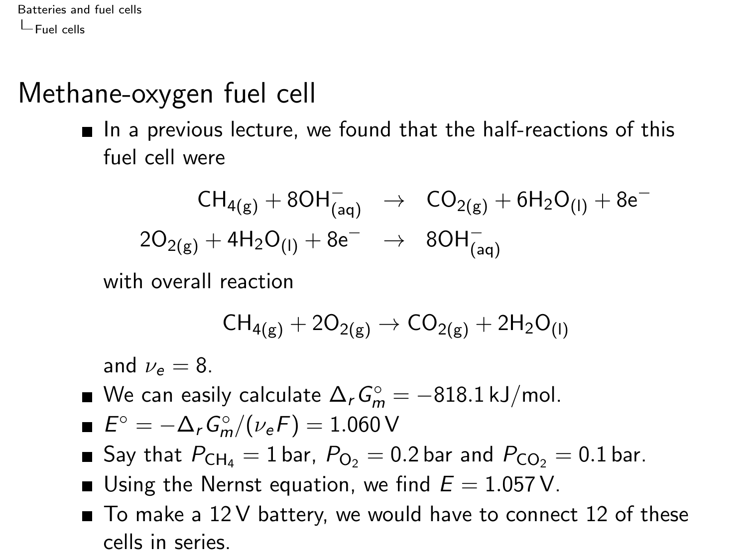# Methane-oxygen fuel cell

- In a previous lecture, we found that the half-reactions of this fuel cell were

$$\begin{aligned} CH_{4(g)} + 8OH^-_{(aq)} &\rightarrow CO_{2(g)} + 6H_2O_{(l)} + 8e^- \\ 2O_{2(g)} + 4H_2O_{(l)} + 8e^- &\rightarrow 8OH^-_{(aq)} \end{aligned}$$

  with overall reaction

$$CH_{4(g)} + 2O_{2(g)} \rightarrow CO_{2(g)} + 2H_2O_{(l)}$$

  and $\nu_e = 8$.

- We can easily calculate $\Delta_r G_m^\circ = -818.1\,\text{kJ/mol}$.
- $E^\circ = -\Delta_r G_m^\circ/(\nu_e F) = 1.060\,\text{V}$
- Say that $P_{CH_4} = 1\,\text{bar}$, $P_{O_2} = 0.2\,\text{bar}$ and $P_{CO_2} = 0.1\,\text{bar}$.
- Using the Nernst equation, we find $E = 1.057\,\text{V}$.
- To make a 12 V battery, we would have to connect 12 of these cells in series.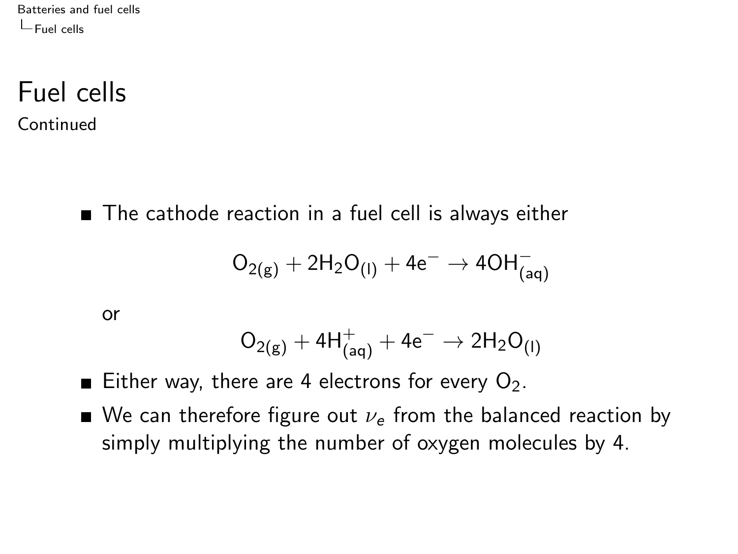# Fuel cells

Continued

- The cathode rection in a fuel cell is always either

$$O_{2(g)} + 2H_2O_{(l)} + 4e^- \rightarrow 4OH^-_{(aq)}$$

or

$$O_{2(g)} + 4H^+_{(aq)} + 4e^- \rightarrow 2H_2O_{(l)}$$

- Either way, there are 4 electrons for every $O_2$.
- We can therefore figure out $\nu_e$ from the balanced reaction by simply multiplying the number of oxygen molecules by 4.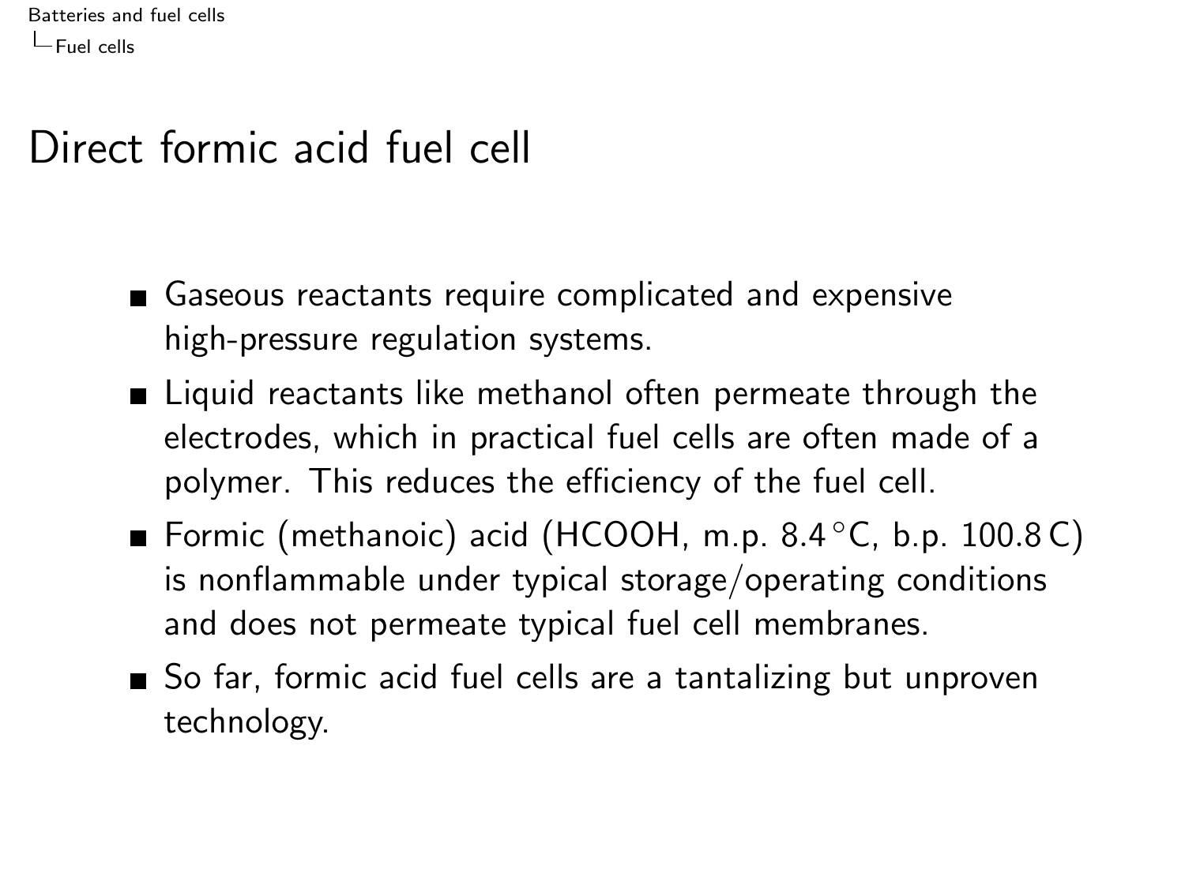# Direct formic acid fuel cell

- Gaseous reactants require complicated and expensive high-pressure regulation systems.
- Liquid reactants like methanol often permeate through the electrodes, which in practical fuel cells are often made of a polymer. This reduces the efficiency of the fuel cell.
- Formic (methanoic) acid (HCOOH, m.p. 8.4 $^\circ$C, b.p. 100.8 C) is nonflammable under typical storage/operating conditions and does not permeate typical fuel cell membranes.
- So far, formic acid fuel cells are a tantalizing but unproven technology.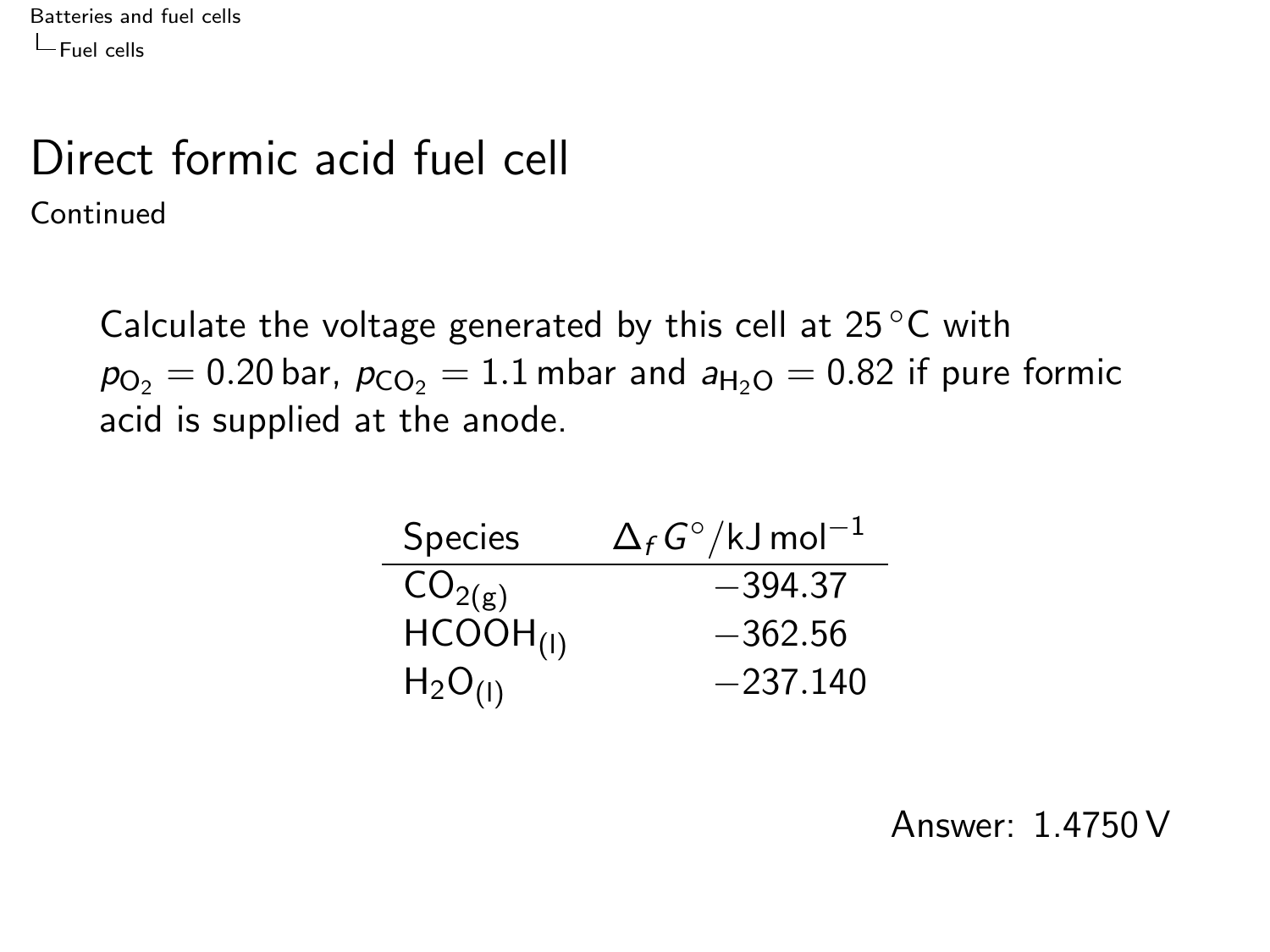# Direct formic acid fuel cell

Continued

Calculate the voltage generated by this cell at 25 °C with $p_{O_2} = 0.20\,\text{bar}$, $p_{CO_2} = 1.1\,\text{mbar}$ and $a_{H_2O} = 0.82$ if pure formic acid is supplied at the anode.

| Species | $\Delta_f G^\circ/\text{kJ mol}^{-1}$ |
|---|---|
| $CO_{2(g)}$ | $-394.37$ |
| $HCOOH_{(l)}$ | $-362.56$ |
| $H_2O_{(l)}$ | $-237.140$ |

Answer: 1.4750 V